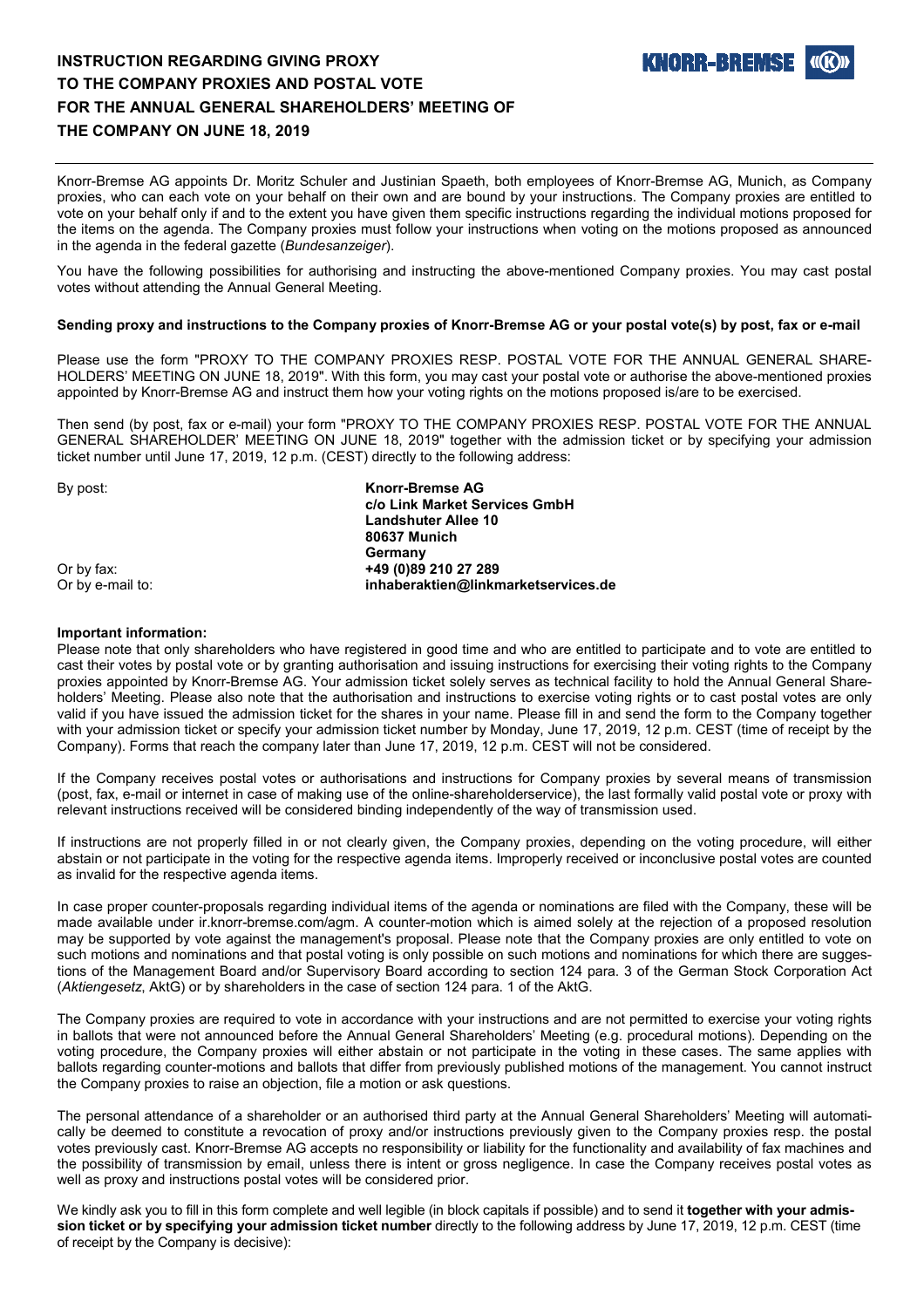# INSTRUCTION REGARDING GIVING PROXY TO THE COMPANY PROXIES AND POSTAL VOTE FOR THE ANNUAL GENERAL SHAREHOLDERS' MEETING OF THE COMPANY ON JUNE 18, 2019

Knorr-Bremse AG appoints Dr. Moritz Schuler and Justinian Spaeth, both employees of Knorr-Bremse AG, Munich, as Company proxies, who can each vote on your behalf on their own and are bound by your instructions. The Company proxies are entitled to vote on your behalf only if and to the extent you have given them specific instructions regarding the individual motions proposed for the items on the agenda. The Company proxies must follow your instructions when voting on the motions proposed as announced in the agenda in the federal gazette (*Bundesanzeiger*).

You have the following possibilities for authorising and instructing the above-mentioned Company proxies. You may cast postal votes without attending the Annual General Meeting.

**Sending proxy and instructions to the Company proxies of Knorr-Bremse AG or your postal vote(s) by post, fax or e-mail**

Please use the form "PROXY TO THE COMPANY PROXIES RESP. POSTAL VOTE FOR THE ANNUAL GENERAL SHAREHOLDERS' MEETING ON JUNE 18, 2019". With this form, you may cast your postal vote or authorise the above-mentioned proxies appointed by Knorr-Bremse AG and instruct them how your voting rights on the motions proposed is/are to be exercised.

Then send (by post, fax or e-mail) your form "PROXY TO THE COMPANY PROXIES RESP. POSTAL VOTE FOR THE ANNUAL GENERAL SHAREHOLDER' MEETING ON JUNE 18, 2019" together with the admission ticket or by specifying your admission ticket number until June 17, 2019, 12 p.m. (CEST) directly to the following address:

By post:
**Knorr-Bremse AG**
**c/o Link Market Services GmbH**
**Landshuter Allee 10**
**80637 Munich**
**Germany**

Or by fax: **+49 (0)89 210 27 289**

Or by e-mail to: **inhaberaktien@linkmarketservices.de**

**Important information:**

Please note that only shareholders who have registered in good time and who are entitled to participate and to vote are entitled to cast their votes by postal vote or by granting authorisation and issuing instructions for exercising their voting rights to the Company proxies appointed by Knorr-Bremse AG. Your admission ticket solely serves as technical facility to hold the Annual General Shareholders' Meeting. Please also note that the authorisation and instructions to exercise voting rights or to cast postal votes are only valid if you have issued the admission ticket for the shares in your name. Please fill in and send the form to the Company together with your admission ticket or specify your admission ticket number by Monday, June 17, 2019, 12 p.m. CEST (time of receipt by the Company). Forms that reach the company later than June 17, 2019, 12 p.m. CEST will not be considered.

If the Company receives postal votes or authorisations and instructions for Company proxies by several means of transmission (post, fax, e-mail or internet in case of making use of the online-shareholderservice), the last formally valid postal vote or proxy with relevant instructions received will be considered binding independently of the way of transmission used.

If instructions are not properly filled in or not clearly given, the Company proxies, depending on the voting procedure, will either abstain or not participate in the voting for the respective agenda items. Improperly received or inconclusive postal votes are counted as invalid for the respective agenda items.

In case proper counter-proposals regarding individual items of the agenda or nominations are filed with the Company, these will be made available under ir.knorr-bremse.com/agm. A counter-motion which is aimed solely at the rejection of a proposed resolution may be supported by vote against the management's proposal. Please note that the Company proxies are only entitled to vote on such motions and nominations and that postal voting is only possible on such motions and nominations for which there are suggestions of the Management Board and/or Supervisory Board according to section 124 para. 3 of the German Stock Corporation Act (*Aktiengesetz*, AktG) or by shareholders in the case of section 124 para. 1 of the AktG.

The Company proxies are required to vote in accordance with your instructions and are not permitted to exercise your voting rights in ballots that were not announced before the Annual General Shareholders' Meeting (e.g. procedural motions). Depending on the voting procedure, the Company proxies will either abstain or not participate in the voting in these cases. The same applies with ballots regarding counter-motions and ballots that differ from previously published motions of the management. You cannot instruct the Company proxies to raise an objection, file a motion or ask questions.

The personal attendance of a shareholder or an authorised third party at the Annual General Shareholders' Meeting will automatically be deemed to constitute a revocation of proxy and/or instructions previously given to the Company proxies resp. the postal votes previously cast. Knorr-Bremse AG accepts no responsibility or liability for the functionality and availability of fax machines and the possibility of transmission by email, unless there is intent or gross negligence. In case the Company receives postal votes as well as proxy and instructions postal votes will be considered prior.

We kindly ask you to fill in this form complete and well legible (in block capitals if possible) and to send it **together with your admission ticket or by specifying your admission ticket number** directly to the following address by June 17, 2019, 12 p.m. CEST (time of receipt by the Company is decisive):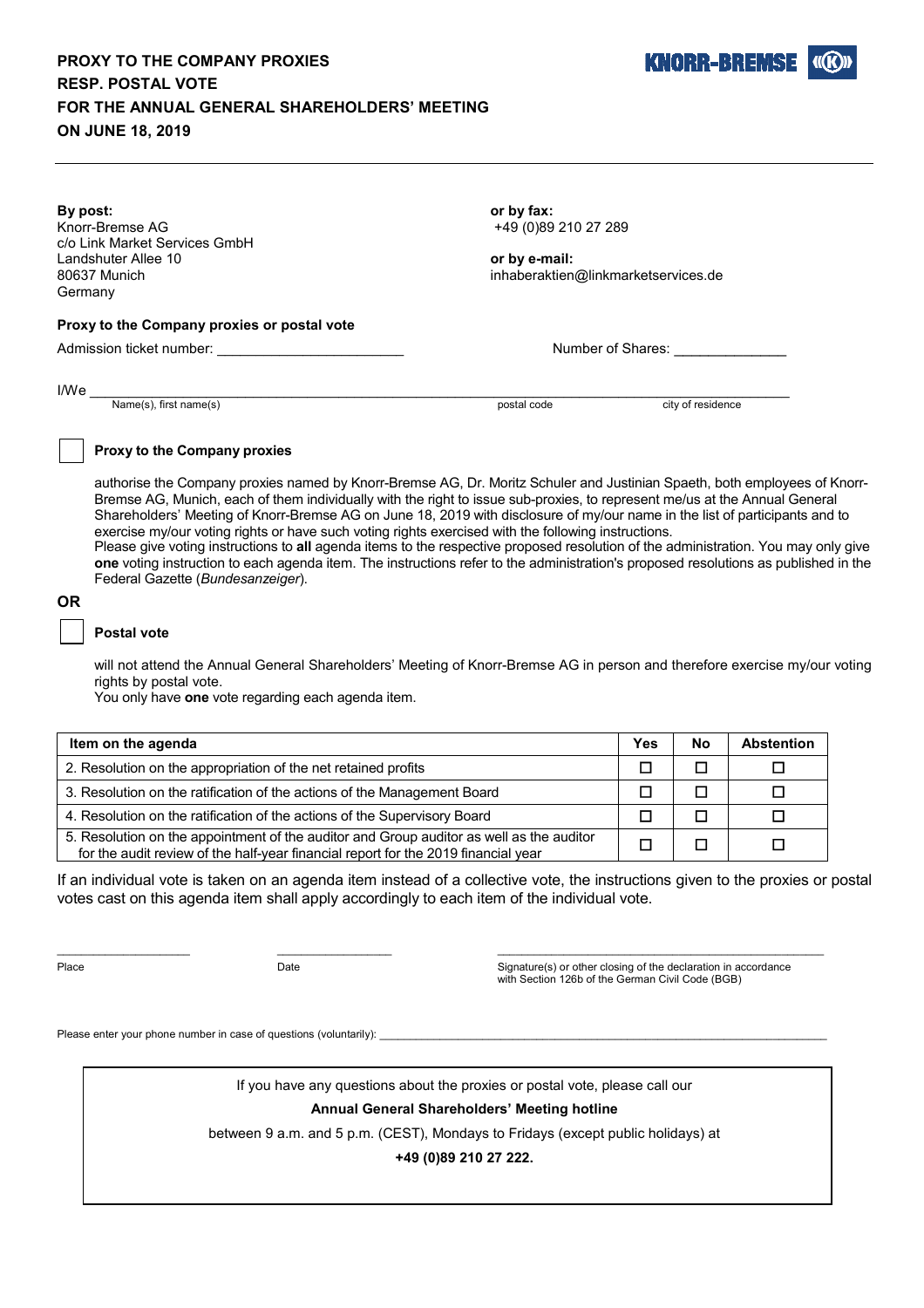# PROXY TO THE COMPANY PROXIES RESP. POSTAL VOTE FOR THE ANNUAL GENERAL SHAREHOLDERS' MEETING ON JUNE 18, 2019

KNORR-BREMSE

**By post:**
Knorr-Bremse AG
c/o Link Market Services GmbH
Landshuter Allee 10
80637 Munich
Germany

**or by fax:**
+49 (0)89 210 27 289

**or by e-mail:**
inhaberaktien@linkmarketservices.de

**Proxy to the Company proxies or postal vote**

Admission ticket number: ________________________ Number of Shares: ______________

I/We ____________________________________________________________________________
Name(s), first name(s) postal code city of residence

☐ **Proxy to the Company proxies**

authorise the Company proxies named by Knorr-Bremse AG, Dr. Moritz Schuler and Justinian Spaeth, both employees of Knorr-Bremse AG, Munich, each of them individually with the right to issue sub-proxies, to represent me/us at the Annual General Shareholders' Meeting of Knorr-Bremse AG on June 18, 2019 with disclosure of my/our name in the list of participants and to exercise my/our voting rights or have such voting rights exercised with the following instructions.
Please give voting instructions to **all** agenda items to the respective proposed resolution of the administration. You may only give **one** voting instruction to each agenda item. The instructions refer to the administration's proposed resolutions as published in the Federal Gazette (*Bundesanzeiger*).

**OR**

☐ **Postal vote**

will not attend the Annual General Shareholders' Meeting of Knorr-Bremse AG in person and therefore exercise my/our voting rights by postal vote.
You only have **one** vote regarding each agenda item.

| Item on the agenda | Yes | No | Abstention |
|---|---|---|---|
| 2. Resolution on the appropriation of the net retained profits | ☐ | ☐ | ☐ |
| 3. Resolution on the ratification of the actions of the Management Board | ☐ | ☐ | ☐ |
| 4. Resolution on the ratification of the actions of the Supervisory Board | ☐ | ☐ | ☐ |
| 5. Resolution on the appointment of the auditor and Group auditor as well as the auditor for the audit review of the half-year financial report for the 2019 financial year | ☐ | ☐ | ☐ |

If an individual vote is taken on an agenda item instead of a collective vote, the instructions given to the proxies or postal votes cast on this agenda item shall apply accordingly to each item of the individual vote.

____________________ ________________ ______________________________________________
Place Date Signature(s) or other closing of the declaration in accordance with Section 126b of the German Civil Code (BGB)

Please enter your phone number in case of questions (voluntarily): ______________________________

If you have any questions about the proxies or postal vote, please call our

**Annual General Shareholders' Meeting hotline**

between 9 a.m. and 5 p.m. (CEST), Mondays to Fridays (except public holidays) at

**+49 (0)89 210 27 222.**